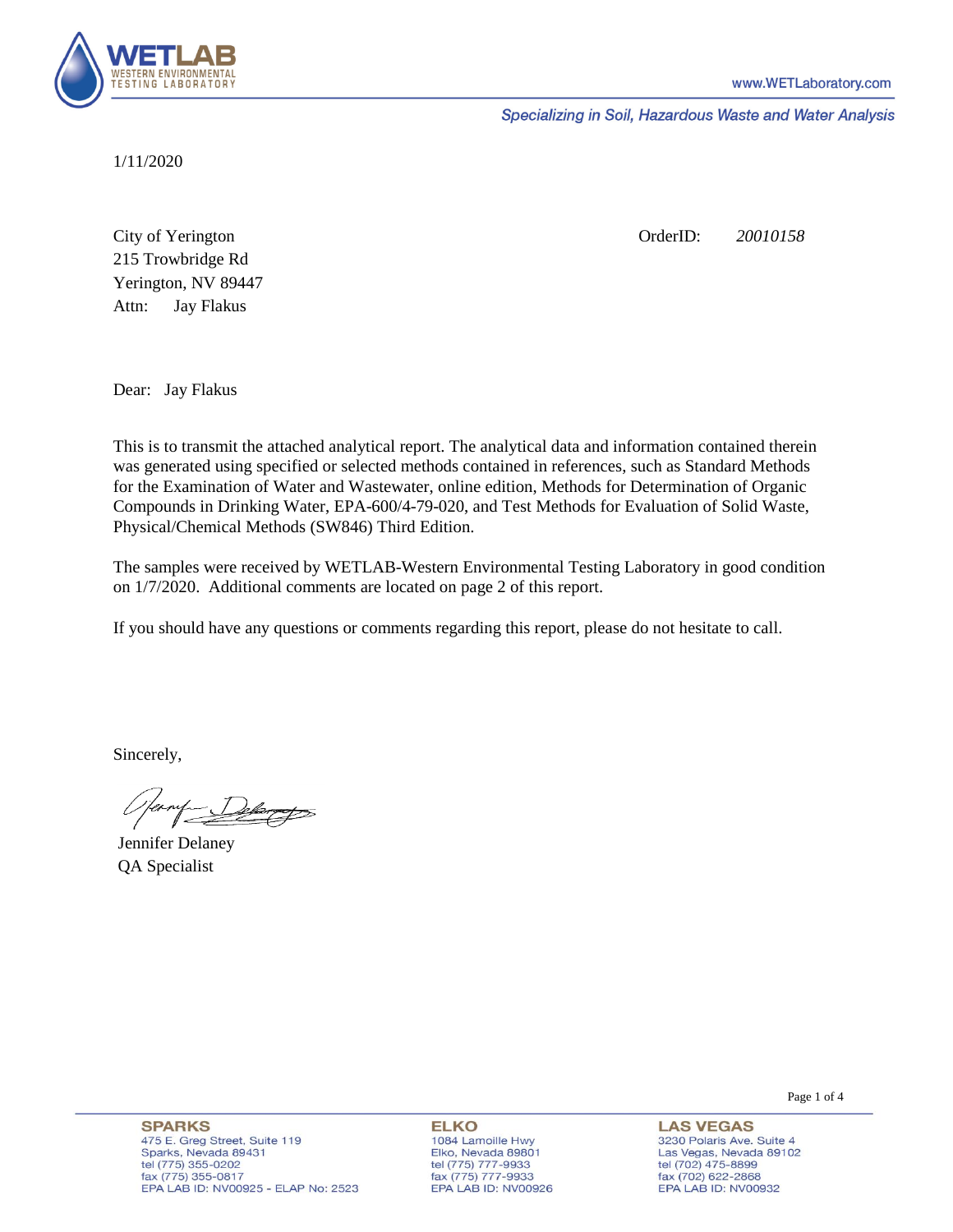**WETLAB**
WESTERN ENVIRONMENTAL TESTING LABORATORY

www.WETLaboratory.com

*Specializing in Soil, Hazardous Waste and Water Analysis*

1/11/2020

City of Yerington
215 Trowbridge Rd
Yerington, NV 89447
Attn: Jay Flakus

OrderID: *20010158*

Dear: Jay Flakus

This is to transmit the attached analytical report. The analytical data and information contained therein was generated using specified or selected methods contained in references, such as Standard Methods for the Examination of Water and Wastewater, online edition, Methods for Determination of Organic Compounds in Drinking Water, EPA-600/4-79-020, and Test Methods for Evaluation of Solid Waste, Physical/Chemical Methods (SW846) Third Edition.

The samples were received by WETLAB-Western Environmental Testing Laboratory in good condition on 1/7/2020. Additional comments are located on page 2 of this report.

If you should have any questions or comments regarding this report, please do not hesitate to call.

Sincerely,

Jennifer Delaney
QA Specialist

**SPARKS**
475 E. Greg Street, Suite 119
Sparks, Nevada 89431
tel (775) 355-0202
fax (775) 355-0817
EPA LAB ID: NV00925 - ELAP No: 2523

**ELKO**
1084 Lamoille Hwy
Elko, Nevada 89801
tel (775) 777-9933
fax (775) 777-9933
EPA LAB ID: NV00926

**LAS VEGAS**
3230 Polaris Ave. Suite 4
Las Vegas, Nevada 89102
tel (702) 475-8899
fax (702) 622-2868
EPA LAB ID: NV00932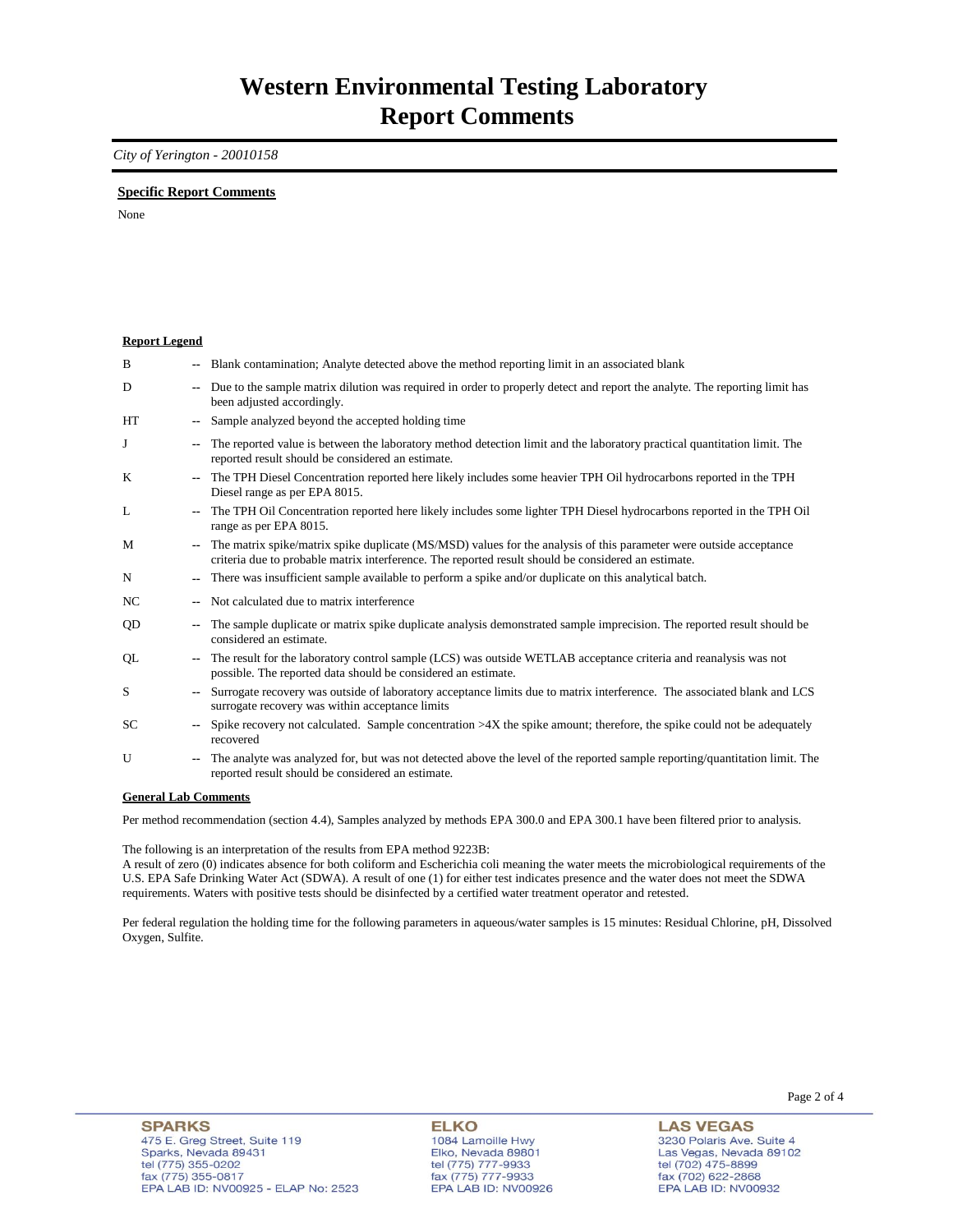# Western Environmental Testing Laboratory
# Report Comments

*City of Yerington - 20010158*

**Specific Report Comments**

None

**Report Legend**

| | | |
|---|---|---|
| B | -- | Blank contamination; Analyte detected above the method reporting limit in an associated blank |
| D | -- | Due to the sample matrix dilution was required in order to properly detect and report the analyte. The reporting limit has been adjusted accordingly. |
| HT | -- | Sample analyzed beyond the accepted holding time |
| J | -- | The reported value is between the laboratory method detection limit and the laboratory practical quantitation limit. The reported result should be considered an estimate. |
| K | -- | The TPH Diesel Concentration reported here likely includes some heavier TPH Oil hydrocarbons reported in the TPH Diesel range as per EPA 8015. |
| L | -- | The TPH Oil Concentration reported here likely includes some lighter TPH Diesel hydrocarbons reported in the TPH Oil range as per EPA 8015. |
| M | -- | The matrix spike/matrix spike duplicate (MS/MSD) values for the analysis of this parameter were outside acceptance criteria due to probable matrix interference. The reported result should be considered an estimate. |
| N | -- | There was insufficient sample available to perform a spike and/or duplicate on this analytical batch. |
| NC | -- | Not calculated due to matrix interference |
| QD | -- | The sample duplicate or matrix spike duplicate analysis demonstrated sample imprecision. The reported result should be considered an estimate. |
| QL | -- | The result for the laboratory control sample (LCS) was outside WETLAB acceptance criteria and reanalysis was not possible. The reported data should be considered an estimate. |
| S | -- | Surrogate recovery was outside of laboratory acceptance limits due to matrix interference. The associated blank and LCS surrogate recovery was within acceptance limits |
| SC | -- | Spike recovery not calculated. Sample concentration >4X the spike amount; therefore, the spike could not be adequately recovered |
| U | -- | The analyte was analyzed for, but was not detected above the level of the reported sample reporting/quantitation limit. The reported result should be considered an estimate. |

**General Lab Comments**

Per method recommendation (section 4.4), Samples analyzed by methods EPA 300.0 and EPA 300.1 have been filtered prior to analysis.

The following is an interpretation of the results from EPA method 9223B:
A result of zero (0) indicates absence for both coliform and Escherichia coli meaning the water meets the microbiological requirements of the U.S. EPA Safe Drinking Water Act (SDWA). A result of one (1) for either test indicates presence and the water does not meet the SDWA requirements. Waters with positive tests should be disinfected by a certified water treatment operator and retested.

Per federal regulation the holding time for the following parameters in aqueous/water samples is 15 minutes: Residual Chlorine, pH, Dissolved Oxygen, Sulfite.

**SPARKS**
475 E. Greg Street, Suite 119
Sparks, Nevada 89431
tel (775) 355-0202
fax (775) 355-0817
EPA LAB ID: NV00925 - ELAP No: 2523

**ELKO**
1084 Lamoille Hwy
Elko, Nevada 89801
tel (775) 777-9933
fax (775) 777-9933
EPA LAB ID: NV00926

**LAS VEGAS**
3230 Polaris Ave. Suite 4
Las Vegas, Nevada 89102
tel (702) 475-8899
fax (702) 622-2868
EPA LAB ID: NV00932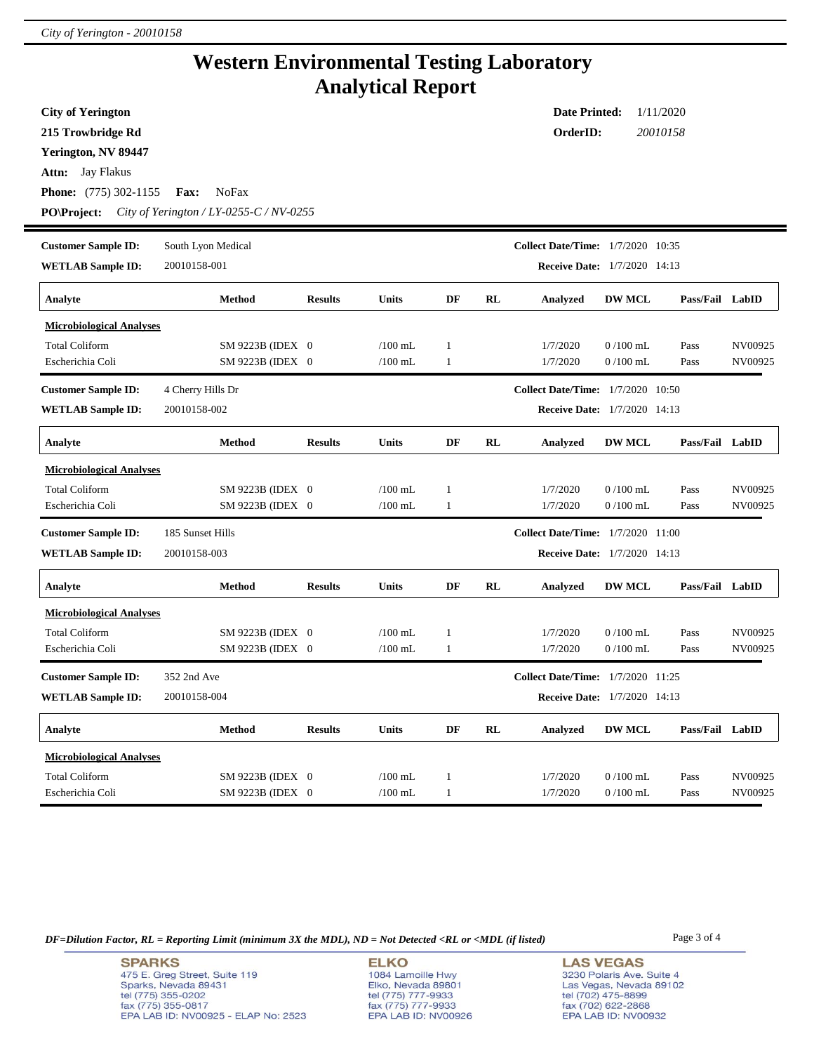# Western Environmental Testing Laboratory
# Analytical Report

**City of Yerington**
**215 Trowbridge Rd**
**Yerington, NV 89447**
**Attn:** Jay Flakus
**Phone:** (775) 302-1155 **Fax:** NoFax
**PO\Project:** *City of Yerington / LY-0255-C / NV-0255*

**Date Printed:** 1/11/2020
**OrderID:** *20010158*

---

**Customer Sample ID:** South Lyon Medical
**WETLAB Sample ID:** 20010158-001
**Collect Date/Time:** 1/7/2020 10:35
**Receive Date:** 1/7/2020 14:13

| Analyte | Method | Results | Units | DF | RL | Analyzed | DW MCL | Pass/Fail | LabID |
|---|---|---|---|---|---|---|---|---|---|
| **Microbiological Analyses** | | | | | | | | | |
| Total Coliform | SM 9223B (IDEX | 0 | /100 mL | 1 | | 1/7/2020 | 0 /100 mL | Pass | NV00925 |
| Escherichia Coli | SM 9223B (IDEX | 0 | /100 mL | 1 | | 1/7/2020 | 0 /100 mL | Pass | NV00925 |

**Customer Sample ID:** 4 Cherry Hills Dr
**WETLAB Sample ID:** 20010158-002
**Collect Date/Time:** 1/7/2020 10:50
**Receive Date:** 1/7/2020 14:13

| Analyte | Method | Results | Units | DF | RL | Analyzed | DW MCL | Pass/Fail | LabID |
|---|---|---|---|---|---|---|---|---|---|
| **Microbiological Analyses** | | | | | | | | | |
| Total Coliform | SM 9223B (IDEX | 0 | /100 mL | 1 | | 1/7/2020 | 0 /100 mL | Pass | NV00925 |
| Escherichia Coli | SM 9223B (IDEX | 0 | /100 mL | 1 | | 1/7/2020 | 0 /100 mL | Pass | NV00925 |

**Customer Sample ID:** 185 Sunset Hills
**WETLAB Sample ID:** 20010158-003
**Collect Date/Time:** 1/7/2020 11:00
**Receive Date:** 1/7/2020 14:13

| Analyte | Method | Results | Units | DF | RL | Analyzed | DW MCL | Pass/Fail | LabID |
|---|---|---|---|---|---|---|---|---|---|
| **Microbiological Analyses** | | | | | | | | | |
| Total Coliform | SM 9223B (IDEX | 0 | /100 mL | 1 | | 1/7/2020 | 0 /100 mL | Pass | NV00925 |
| Escherichia Coli | SM 9223B (IDEX | 0 | /100 mL | 1 | | 1/7/2020 | 0 /100 mL | Pass | NV00925 |

**Customer Sample ID:** 352 2nd Ave
**WETLAB Sample ID:** 20010158-004
**Collect Date/Time:** 1/7/2020 11:25
**Receive Date:** 1/7/2020 14:13

| Analyte | Method | Results | Units | DF | RL | Analyzed | DW MCL | Pass/Fail | LabID |
|---|---|---|---|---|---|---|---|---|---|
| **Microbiological Analyses** | | | | | | | | | |
| Total Coliform | SM 9223B (IDEX | 0 | /100 mL | 1 | | 1/7/2020 | 0 /100 mL | Pass | NV00925 |
| Escherichia Coli | SM 9223B (IDEX | 0 | /100 mL | 1 | | 1/7/2020 | 0 /100 mL | Pass | NV00925 |

*DF=Dilution Factor, RL = Reporting Limit (minimum 3X the MDL), ND = Not Detected <RL or <MDL (if listed)*

**SPARKS**
475 E. Greg Street, Suite 119
Sparks, Nevada 89431
tel (775) 355-0202
fax (775) 355-0817
EPA LAB ID: NV00925 - ELAP No: 2523

**ELKO**
1084 Lamoille Hwy
Elko, Nevada 89801
tel (775) 777-9933
fax (775) 777-9933
EPA LAB ID: NV00926

**LAS VEGAS**
3230 Polaris Ave. Suite 4
Las Vegas, Nevada 89102
tel (702) 475-8899
fax (702) 622-2868
EPA LAB ID: NV00932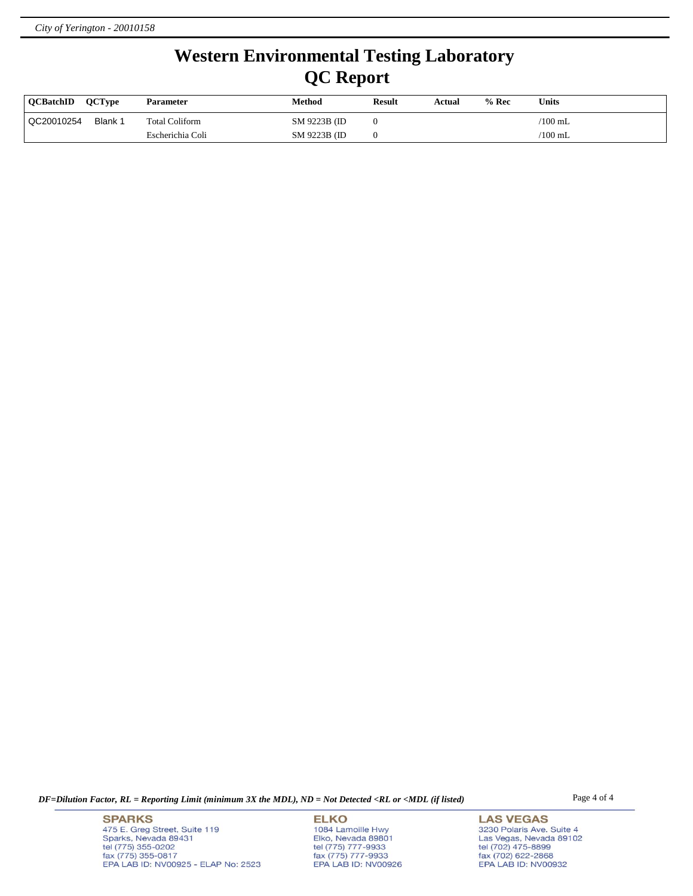# Western Environmental Testing Laboratory

# QC Report

| QCBatchID | QCType | Parameter | Method | Result | Actual | % Rec | Units |
|---|---|---|---|---|---|---|---|
| QC20010254 | Blank 1 | Total Coliform | SM 9223B (ID | 0 | | | /100 mL |
| | | Escherichia Coli | SM 9223B (ID | 0 | | | /100 mL |

*DF=Dilution Factor, RL = Reporting Limit (minimum 3X the MDL), ND = Not Detected <RL or <MDL (if listed)*

**SPARKS**
475 E. Greg Street, Suite 119
Sparks, Nevada 89431
tel (775) 355-0202
fax (775) 355-0817
EPA LAB ID: NV00925 - ELAP No: 2523

**ELKO**
1084 Lamoille Hwy
Elko, Nevada 89801
tel (775) 777-9933
fax (775) 777-9933
EPA LAB ID: NV00926

**LAS VEGAS**
3230 Polaris Ave. Suite 4
Las Vegas, Nevada 89102
tel (702) 475-8899
fax (702) 622-2868
EPA LAB ID: NV00932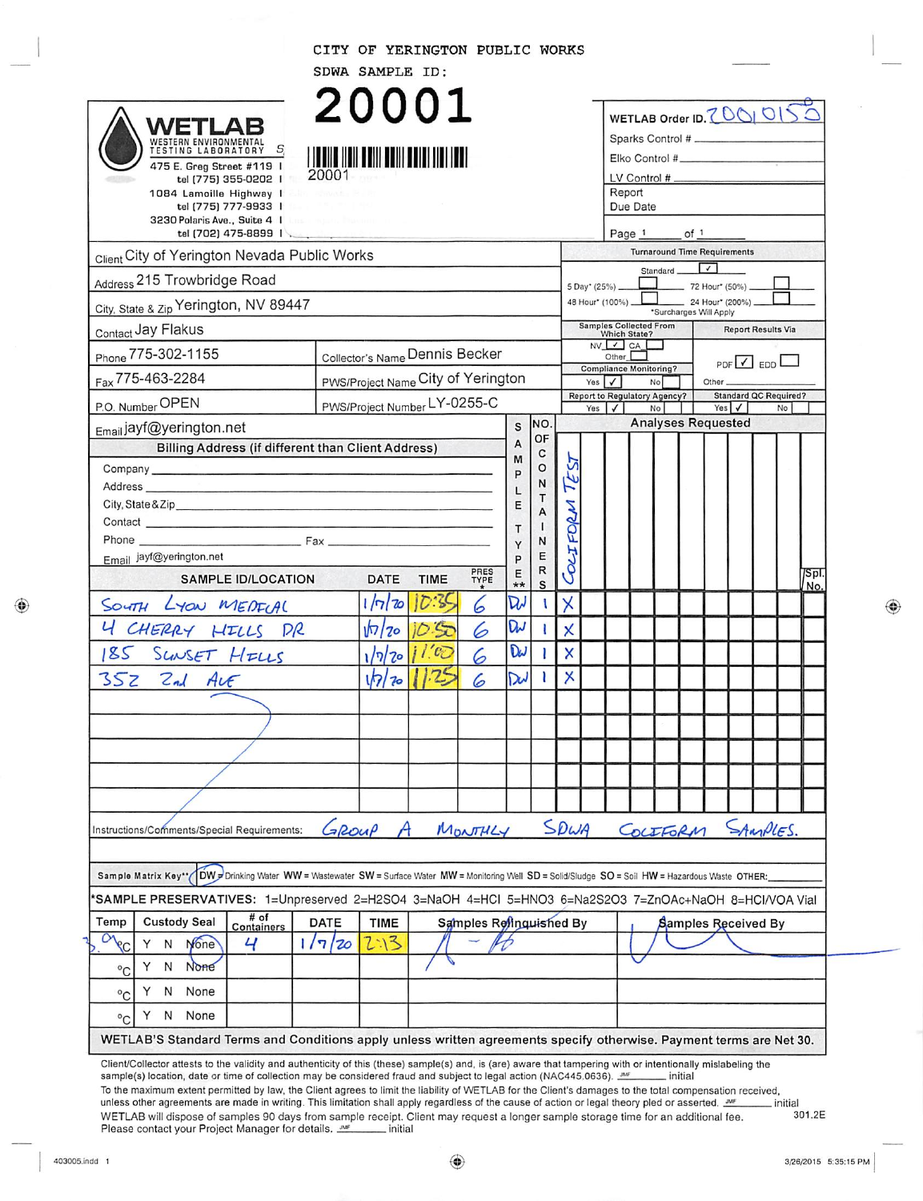CITY OF YERINGTON PUBLIC WORKS

SDWA SAMPLE ID:

# 20001

20001

**WETLAB**
WESTERN ENVIRONMENTAL TESTING LABORATORY

475 E. Greg Street #119 | tel (775) 355-0202
1084 Lamoille Highway | tel (775) 777-9933
3230 Polaris Ave., Suite 4 | tel (702) 475-8899

WETLAB Order ID. 20010150
Sparks Control #
Elko Control #
LV Control #
Report Due Date
Page 1 of 1

Client City of Yerington Nevada Public Works
Address 215 Trowbridge Road
City, State & Zip Yerington, NV 89447
Contact Jay Flakus
Phone 775-302-1155 Collector's Name Dennis Becker
Fax 775-463-2284 PWS/Project Name City of Yerington
P.O. Number OPEN PWS/Project Number LY-0255-C
Email jayf@yerington.net

Turnaround Time Requirements: Standard ✓ | 5 Day* (25%) | 72 Hour* (50%) | 48 Hour* (100%) | 24 Hour* (200%) | *Surcharges Will Apply

Samples Collected From Which State? NV ✓ CA Other
Report Results Via: PDF ✓ EDD Other
Compliance Monitoring? Yes ✓ No
Report to Regulatory Agency? Yes ✓ No
Standard QC Required? Yes ✓ No

Billing Address (if different than Client Address)
Company
Address
City, State & Zip
Contact
Phone Fax
Email jayf@yerington.net

Analyses Requested

| SAMPLE ID/LOCATION | DATE | TIME | PRES TYPE * | SAMPLE TYPE ** | NO. OF CONTAINERS | COLIFORM TEST | Spl. No. |
|---|---|---|---|---|---|---|---|
| SOUTH LYON MEDICAL | 1/7/20 | 10:35 | 6 | DW | 1 | X | |
| 4 CHERRY HILLS DR | 1/7/20 | 10:50 | 6 | DW | 1 | X | |
| 185 SUNSET HILLS | 1/7/20 | 11:00 | 6 | DW | 1 | X | |
| 352 2nd AVE | 1/7/20 | 11:25 | 6 | DW | 1 | X | |

Instructions/Comments/Special Requirements: GROUP A MONTHLY SDWA COLIFORM SAMPLES.

Sample Matrix Key** DW = Drinking Water WW = Wastewater SW = Surface Water MW = Monitoring Well SD = Solid/Sludge SO = Soil HW = Hazardous Waste OTHER:

*SAMPLE PRESERVATIVES: 1=Unpreserved 2=H2SO4 3=NaOH 4=HCl 5=HNO3 6=Na2S2O3 7=ZnOAc+NaOH 8=HCl/VOA Vial

| Temp | Custody Seal | # of Containers | DATE | TIME | Samples Relinquished By | Samples Received By |
|---|---|---|---|---|---|---|
| 3.0 °C | Y N None | 4 | 1/7/20 | 2:13 | [signature] | [signature] |
| °C | Y N None | | | | | |
| °C | Y N None | | | | | |
| °C | Y N None | | | | | |

WETLAB'S Standard Terms and Conditions apply unless written agreements specify otherwise. Payment terms are Net 30.

Client/Collector attests to the validity and authenticity of this (these) sample(s) and, is (are) aware that tampering with or intentionally mislabeling the sample(s) location, date or time of collection may be considered fraud and subject to legal action (NAC445.0636). JMF initial

To the maximum extent permitted by law, the Client agrees to limit the liability of WETLAB for the Client's damages to the total compensation received, unless other agreements are made in writing. This limitation shall apply regardless of the cause of action or legal theory pled or asserted. JMF initial

WETLAB will dispose of samples 90 days from sample receipt. Client may request a longer sample storage time for an additional fee. Please contact your Project Manager for details. JMF initial

301.2E